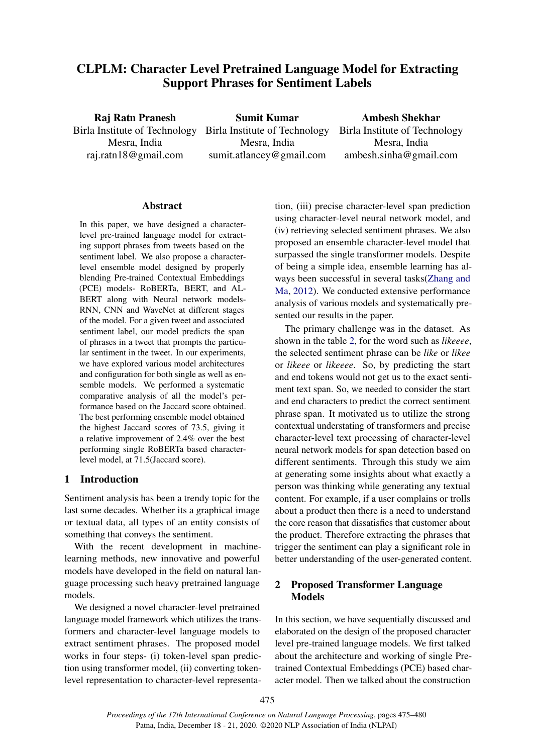# CLPLM: Character Level Pretrained Language Model for Extracting Support Phrases for Sentiment Labels

**Raj Ratn Pranesh**
Birla Institute of Technology
Mesra, India
raj.ratn18@gmail.com

**Sumit Kumar**
Birla Institute of Technology
Mesra, India
sumit.atlancey@gmail.com

**Ambesh Shekhar**
Birla Institute of Technology
Mesra, India
ambesh.sinha@gmail.com

## Abstract

In this paper, we have designed a character-level pre-trained language model for extracting support phrases from tweets based on the sentiment label. We also propose a character-level ensemble model designed by properly blending Pre-trained Contextual Embeddings (PCE) models- RoBERTa, BERT, and ALBERT along with Neural network models- RNN, CNN and WaveNet at different stages of the model. For a given tweet and associated sentiment label, our model predicts the span of phrases in a tweet that prompts the particular sentiment in the tweet. In our experiments, we have explored various model architectures and configuration for both single as well as ensemble models. We performed a systematic comparative analysis of all the model's performance based on the Jaccard score obtained. The best performing ensemble model obtained the highest Jaccard scores of 73.5, giving it a relative improvement of 2.4% over the best performing single RoBERTa based character-level model, at 71.5(Jaccard score).

## 1 Introduction

Sentiment analysis has been a trendy topic for the last some decades. Whether its a graphical image or textual data, all types of an entity consists of something that conveys the sentiment.

With the recent development in machine-learning methods, new innovative and powerful models have developed in the field on natural language processing such heavy pretrained language models.

We designed a novel character-level pretrained language model framework which utilizes the transformers and character-level language models to extract sentiment phrases. The proposed model works in four steps- (i) token-level span prediction using transformer model, (ii) converting token-level representation to character-level representation, (iii) precise character-level span prediction using character-level neural network model, and (iv) retrieving selected sentiment phrases. We also proposed an ensemble character-level model that surpassed the single transformer models. Despite of being a simple idea, ensemble learning has always been successful in several tasks(Zhang and Ma, 2012). We conducted extensive performance analysis of various models and systematically presented our results in the paper.

The primary challenge was in the dataset. As shown in the table 2, for the word such as *likeeee*, the selected sentiment phrase can be *like* or *likee* or *likeee* or *likeeee*. So, by predicting the start and end tokens would not get us to the exact sentiment text span. So, we needed to consider the start and end characters to predict the correct sentiment phrase span. It motivated us to utilize the strong contextual understating of transformers and precise character-level text processing of character-level neural network models for span detection based on different sentiments. Through this study we aim at generating some insights about what exactly a person was thinking while generating any textual content. For example, if a user complains or trolls about a product then there is a need to understand the core reason that dissatisfies that customer about the product. Therefore extracting the phrases that trigger the sentiment can play a significant role in better understanding of the user-generated content.

## 2 Proposed Transformer Language Models

In this section, we have sequentially discussed and elaborated on the design of the proposed character level pre-trained language models. We first talked about the architecture and working of single Pre-trained Contextual Embeddings (PCE) based character model. Then we talked about the construction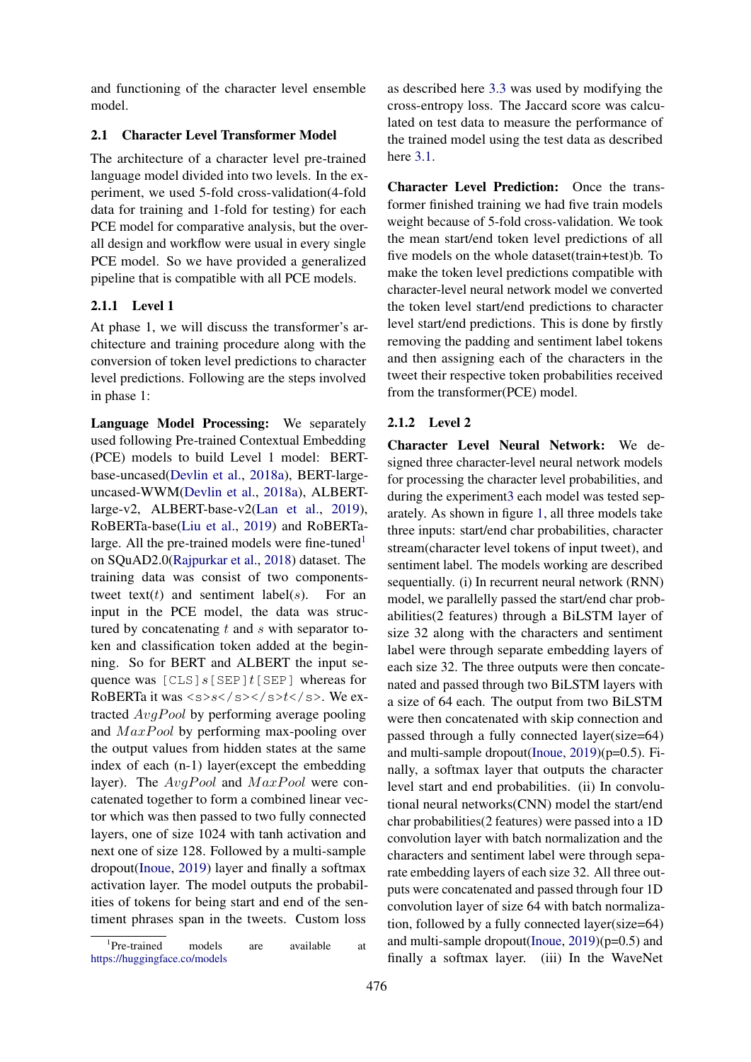and functioning of the character level ensemble model.

## 2.1 Character Level Transformer Model

The architecture of a character level pre-trained language model divided into two levels. In the experiment, we used 5-fold cross-validation(4-fold data for training and 1-fold for testing) for each PCE model for comparative analysis, but the overall design and workflow were usual in every single PCE model. So we have provided a generalized pipeline that is compatible with all PCE models.

### 2.1.1 Level 1

At phase 1, we will discuss the transformer's architecture and training procedure along with the conversion of token level predictions to character level predictions. Following are the steps involved in phase 1:

**Language Model Processing:** We separately used following Pre-trained Contextual Embedding (PCE) models to build Level 1 model: BERT-base-uncased(Devlin et al., 2018a), BERT-large-uncased-WWM(Devlin et al., 2018a), ALBERT-large-v2, ALBERT-base-v2(Lan et al., 2019), RoBERTa-base(Liu et al., 2019) and RoBERTa-large. All the pre-trained models were fine-tuned[1] on SQuAD2.0(Rajpurkar et al., 2018) dataset. The training data was consist of two components-tweet text($t$) and sentiment label($s$). For an input in the PCE model, the data was structured by concatenating $t$ and $s$ with separator token and classification token added at the beginning. So for BERT and ALBERT the input sequence was `[CLS]`$s$`[SEP]`$t$`[SEP]` whereas for RoBERTa it was `<s>`$s$`</s></s>`$t$`</s>`. We extracted $AvgPool$ by performing average pooling and $MaxPool$ by performing max-pooling over the output values from hidden states at the same index of each (n-1) layer(except the embedding layer). The $AvgPool$ and $MaxPool$ were concatenated together to form a combined linear vector which was then passed to two fully connected layers, one of size 1024 with tanh activation and next one of size 128. Followed by a multi-sample dropout(Inoue, 2019) layer and finally a softmax activation layer. The model outputs the probabilities of tokens for being start and end of the sentiment phrases span in the tweets. Custom loss as described here 3.3 was used by modifying the cross-entropy loss. The Jaccard score was calculated on test data to measure the performance of the trained model using the test data as described here 3.1.

[1]Pre-trained models are available at https://huggingface.co/models

**Character Level Prediction:** Once the transformer finished training we had five train models weight because of 5-fold cross-validation. We took the mean start/end token level predictions of all five models on the whole dataset(train+test)b. To make the token level predictions compatible with character-level neural network model we converted the token level start/end predictions to character level start/end predictions. This is done by firstly removing the padding and sentiment label tokens and then assigning each of the characters in the tweet their respective token probabilities received from the transformer(PCE) model.

### 2.1.2 Level 2

**Character Level Neural Network:** We designed three character-level neural network models for processing the character level probabilities, and during the experiment3 each model was tested separately. As shown in figure 1, all three models take three inputs: start/end char probabilities, character stream(character level tokens of input tweet), and sentiment label. The models working are described sequentially. (i) In recurrent neural network (RNN) model, we parallelly passed the start/end char probabilities(2 features) through a BiLSTM layer of size 32 along with the characters and sentiment label were through separate embedding layers of each size 32. The three outputs were then concatenated and passed through two BiLSTM layers with a size of 64 each. The output from two BiLSTM were then concatenated with skip connection and passed through a fully connected layer(size=64) and multi-sample dropout(Inoue, 2019)(p=0.5). Finally, a softmax layer that outputs the character level start and end probabilities. (ii) In convolutional neural networks(CNN) model the start/end char probabilities(2 features) were passed into a 1D convolution layer with batch normalization and the characters and sentiment label were through separate embedding layers of each size 32. All three outputs were concatenated and passed through four 1D convolution layer of size 64 with batch normalization, followed by a fully connected layer(size=64) and multi-sample dropout(Inoue, 2019)(p=0.5) and finally a softmax layer. (iii) In the WaveNet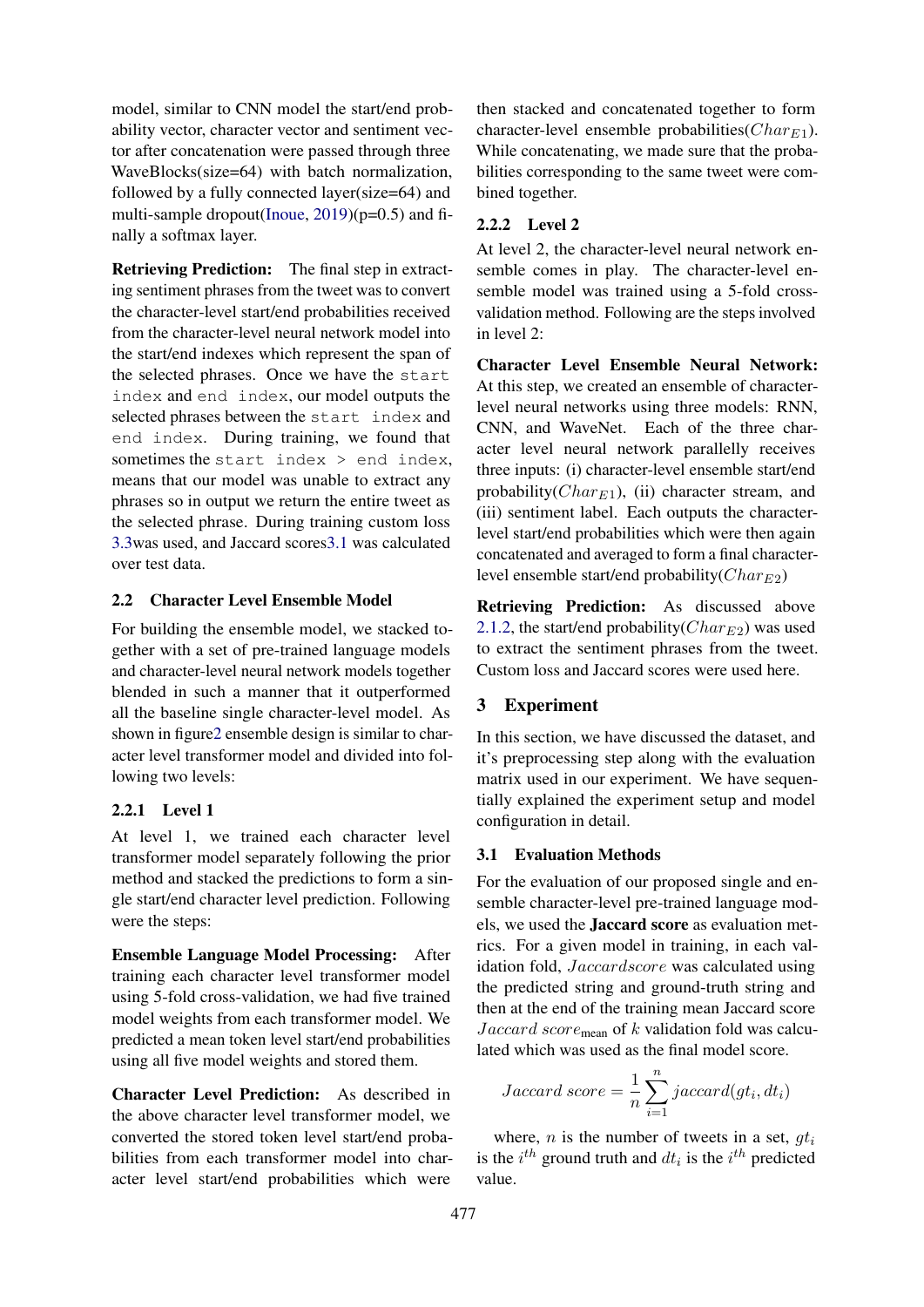model, similar to CNN model the start/end probability vector, character vector and sentiment vector after concatenation were passed through three WaveBlocks(size=64) with batch normalization, followed by a fully connected layer(size=64) and multi-sample dropout(Inoue, 2019)(p=0.5) and finally a softmax layer.

**Retrieving Prediction:** The final step in extracting sentiment phrases from the tweet was to convert the character-level start/end probabilities received from the character-level neural network model into the start/end indexes which represent the span of the selected phrases. Once we have the `start index` and `end index`, our model outputs the selected phrases between the `start index` and `end index`. During training, we found that sometimes the `start index > end index`, means that our model was unable to extract any phrases so in output we return the entire tweet as the selected phrase. During training custom loss 3.3was used, and Jaccard scores3.1 was calculated over test data.

## 2.2 Character Level Ensemble Model

For building the ensemble model, we stacked together with a set of pre-trained language models and character-level neural network models together blended in such a manner that it outperformed all the baseline single character-level model. As shown in figure2 ensemble design is similar to character level transformer model and divided into following two levels:

### 2.2.1 Level 1

At level 1, we trained each character level transformer model separately following the prior method and stacked the predictions to form a single start/end character level prediction. Following were the steps:

**Ensemble Language Model Processing:** After training each character level transformer model using 5-fold cross-validation, we had five trained model weights from each transformer model. We predicted a mean token level start/end probabilities using all five model weights and stored them.

**Character Level Prediction:** As described in the above character level transformer model, we converted the stored token level start/end probabilities from each transformer model into character level start/end probabilities which were then stacked and concatenated together to form character-level ensemble probabilities($Char_{E1}$). While concatenating, we made sure that the probabilities corresponding to the same tweet were combined together.

### 2.2.2 Level 2

At level 2, the character-level neural network ensemble comes in play. The character-level ensemble model was trained using a 5-fold cross-validation method. Following are the steps involved in level 2:

**Character Level Ensemble Neural Network:** At this step, we created an ensemble of character-level neural networks using three models: RNN, CNN, and WaveNet. Each of the three character level neural network parallelly receives three inputs: (i) character-level ensemble start/end probability($Char_{E1}$), (ii) character stream, and (iii) sentiment label. Each outputs the character-level start/end probabilities which were then again concatenated and averaged to form a final character-level ensemble start/end probability($Char_{E2}$)

**Retrieving Prediction:** As discussed above 2.1.2, the start/end probability($Char_{E2}$) was used to extract the sentiment phrases from the tweet. Custom loss and Jaccard scores were used here.

# 3 Experiment

In this section, we have discussed the dataset, and it's preprocessing step along with the evaluation matrix used in our experiment. We have sequentially explained the experiment setup and model configuration in detail.

## 3.1 Evaluation Methods

For the evaluation of our proposed single and ensemble character-level pre-trained language models, we used the **Jaccard score** as evaluation metrics. For a given model in training, in each validation fold, $Jaccardscore$ was calculated using the predicted string and ground-truth string and then at the end of the training mean Jaccard score $Jaccard\ score_{\text{mean}}$ of $k$ validation fold was calculated which was used as the final model score.

$$Jaccard\ score = \frac{1}{n}\sum_{i=1}^{n} jaccard(gt_i, dt_i)$$

where, $n$ is the number of tweets in a set, $gt_i$ is the $i^{th}$ ground truth and $dt_i$ is the $i^{th}$ predicted value.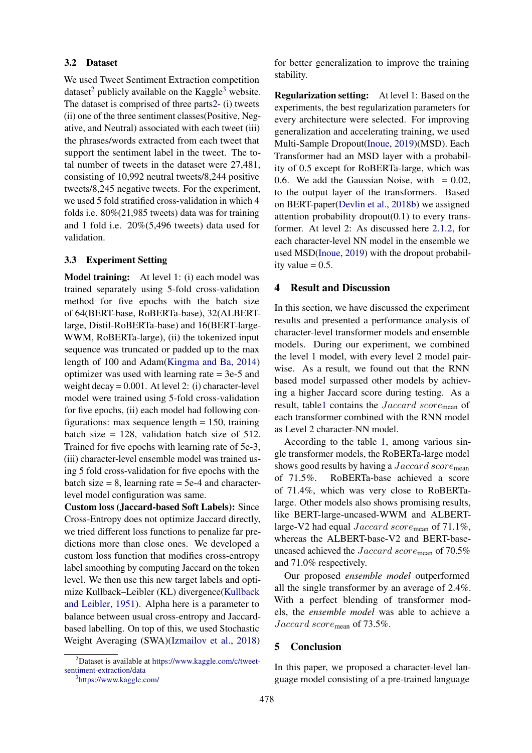### 3.2 Dataset

We used Tweet Sentiment Extraction competition dataset[2] publicly available on the Kaggle[3] website. The dataset is comprised of three parts2- (i) tweets (ii) one of the three sentiment classes(Positive, Negative, and Neutral) associated with each tweet (iii) the phrases/words extracted from each tweet that support the sentiment label in the tweet. The total number of tweets in the dataset were 27,481, consisting of 10,992 neutral tweets/8,244 positive tweets/8,245 negative tweets. For the experiment, we used 5 fold stratified cross-validation in which 4 folds i.e. 80%(21,985 tweets) data was for training and 1 fold i.e. 20%(5,496 tweets) data used for validation.

### 3.3 Experiment Setting

**Model training:** At level 1: (i) each model was trained separately using 5-fold cross-validation method for five epochs with the batch size of 64(BERT-base, RoBERTa-base), 32(ALBERT-large, Distil-RoBERTa-base) and 16(BERT-large-WWM, RoBERTa-large), (ii) the tokenized input sequence was truncated or padded up to the max length of 100 and Adam(Kingma and Ba, 2014) optimizer was used with learning rate = 3e-5 and weight decay = 0.001. At level 2: (i) character-level model were trained using 5-fold cross-validation for five epochs, (ii) each model had following configurations: max sequence length = 150, training batch size = 128, validation batch size of 512. Trained for five epochs with learning rate of 5e-3, (iii) character-level ensemble model was trained using 5 fold cross-validation for five epochs with the batch size = 8, learning rate = 5e-4 and character-level model configuration was same.

**Custom loss (Jaccard-based Soft Labels):** Since Cross-Entropy does not optimize Jaccard directly, we tried different loss functions to penalize far predictions more than close ones. We developed a custom loss function that modifies cross-entropy label smoothing by computing Jaccard on the token level. We then use this new target labels and optimize Kullback–Leibler (KL) divergence(Kullback and Leibler, 1951). Alpha here is a parameter to balance between usual cross-entropy and Jaccard-based labelling. On top of this, we used Stochastic Weight Averaging (SWA)(Izmailov et al., 2018) for better generalization to improve the training stability.

**Regularization setting:** At level 1: Based on the experiments, the best regularization parameters for every architecture were selected. For improving generalization and accelerating training, we used Multi-Sample Dropout(Inoue, 2019)(MSD). Each Transformer had an MSD layer with a probability of 0.5 except for RoBERTa-large, which was 0.6. We add the Gaussian Noise, with = 0.02, to the output layer of the transformers. Based on BERT-paper(Devlin et al., 2018b) we assigned attention probability dropout(0.1) to every transformer. At level 2: As discussed here 2.1.2, for each character-level NN model in the ensemble we used MSD(Inoue, 2019) with the dropout probability value = 0.5.

## 4 Result and Discussion

In this section, we have discussed the experiment results and presented a performance analysis of character-level transformer models and ensemble models. During our experiment, we combined the level 1 model, with every level 2 model pairwise. As a result, we found out that the RNN based model surpassed other models by achieving a higher Jaccard score during testing. As a result, table1 contains the $Jaccard\ score_{\text{mean}}$ of each transformer combined with the RNN model as Level 2 character-NN model.

According to the table 1, among various single transformer models, the RoBERTa-large model shows good results by having a $Jaccard\ score_{\text{mean}}$ of $71.5\%$. RoBERTa-base achieved a score of 71.4%, which was very close to RoBERTa-large. Other models also shows promising results, like BERT-large-uncased-WWM and ALBERT-large-V2 had equal $Jaccard\ score_{\text{mean}}$ of 71.1%, whereas the ALBERT-base-V2 and BERT-base-uncased achieved the $Jaccard\ score_{\text{mean}}$ of 70.5% and 71.0% respectively.

Our proposed *ensemble model* outperformed all the single transformer by an average of 2.4%. With a perfect blending of transformer models, the *ensemble model* was able to achieve a $Jaccard\ score_{\text{mean}}$ of 73.5%.

## 5 Conclusion

In this paper, we proposed a character-level language model consisting of a pre-trained language

[2]Dataset is available at https://www.kaggle.com/c/tweet-sentiment-extraction/data

[3]https://www.kaggle.com/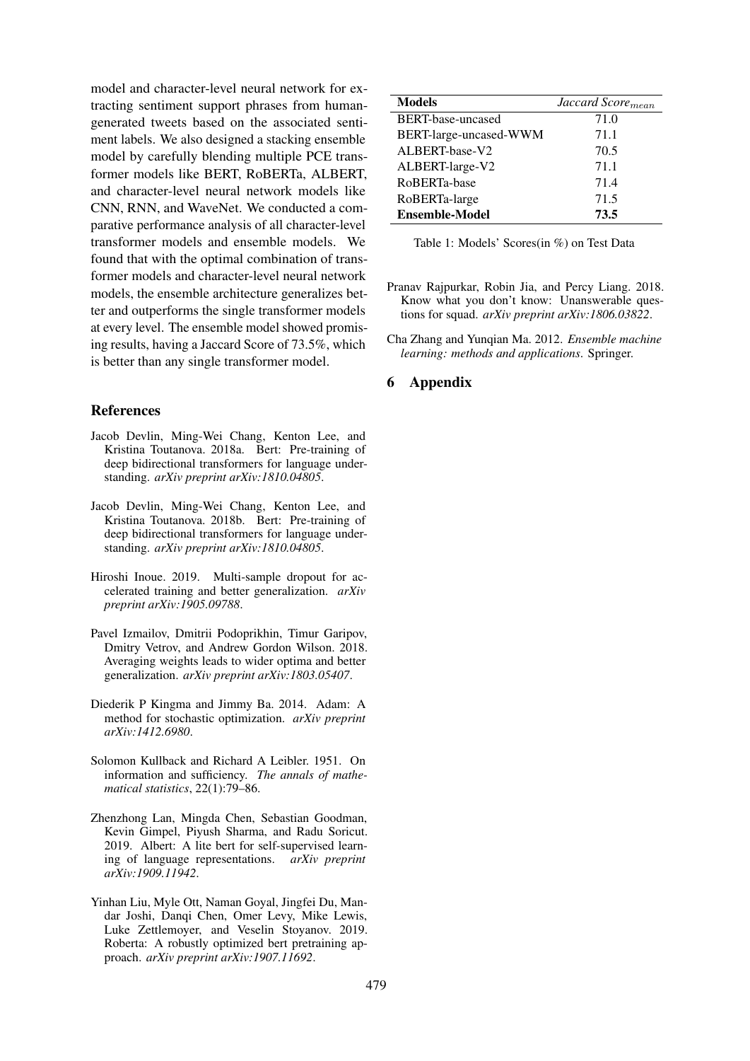model and character-level neural network for extracting sentiment support phrases from human-generated tweets based on the associated sentiment labels. We also designed a stacking ensemble model by carefully blending multiple PCE transformer models like BERT, RoBERTa, ALBERT, and character-level neural network models like CNN, RNN, and WaveNet. We conducted a comparative performance analysis of all character-level transformer models and ensemble models. We found that with the optimal combination of transformer models and character-level neural network models, the ensemble architecture generalizes better and outperforms the single transformer models at every level. The ensemble model showed promising results, having a Jaccard Score of 73.5%, which is better than any single transformer model.

## References

Jacob Devlin, Ming-Wei Chang, Kenton Lee, and Kristina Toutanova. 2018a. Bert: Pre-training of deep bidirectional transformers for language understanding. *arXiv preprint arXiv:1810.04805*.

Jacob Devlin, Ming-Wei Chang, Kenton Lee, and Kristina Toutanova. 2018b. Bert: Pre-training of deep bidirectional transformers for language understanding. *arXiv preprint arXiv:1810.04805*.

Hiroshi Inoue. 2019. Multi-sample dropout for accelerated training and better generalization. *arXiv preprint arXiv:1905.09788*.

Pavel Izmailov, Dmitrii Podoprikhin, Timur Garipov, Dmitry Vetrov, and Andrew Gordon Wilson. 2018. Averaging weights leads to wider optima and better generalization. *arXiv preprint arXiv:1803.05407*.

Diederik P Kingma and Jimmy Ba. 2014. Adam: A method for stochastic optimization. *arXiv preprint arXiv:1412.6980*.

Solomon Kullback and Richard A Leibler. 1951. On information and sufficiency. *The annals of mathematical statistics*, 22(1):79–86.

Zhenzhong Lan, Mingda Chen, Sebastian Goodman, Kevin Gimpel, Piyush Sharma, and Radu Soricut. 2019. Albert: A lite bert for self-supervised learning of language representations. *arXiv preprint arXiv:1909.11942*.

Yinhan Liu, Myle Ott, Naman Goyal, Jingfei Du, Mandar Joshi, Danqi Chen, Omer Levy, Mike Lewis, Luke Zettlemoyer, and Veselin Stoyanov. 2019. Roberta: A robustly optimized bert pretraining approach. *arXiv preprint arXiv:1907.11692*.

| **Models** | *Jaccard Score*$_{mean}$ |
|---|---|
| BERT-base-uncased | 71.0 |
| BERT-large-uncased-WWM | 71.1 |
| ALBERT-base-V2 | 70.5 |
| ALBERT-large-V2 | 71.1 |
| RoBERTa-base | 71.4 |
| RoBERTa-large | 71.5 |
| **Ensemble-Model** | **73.5** |

Table 1: Models' Scores(in %) on Test Data

Pranav Rajpurkar, Robin Jia, and Percy Liang. 2018. Know what you don't know: Unanswerable questions for squad. *arXiv preprint arXiv:1806.03822*.

Cha Zhang and Yunqian Ma. 2012. *Ensemble machine learning: methods and applications*. Springer.

## 6 Appendix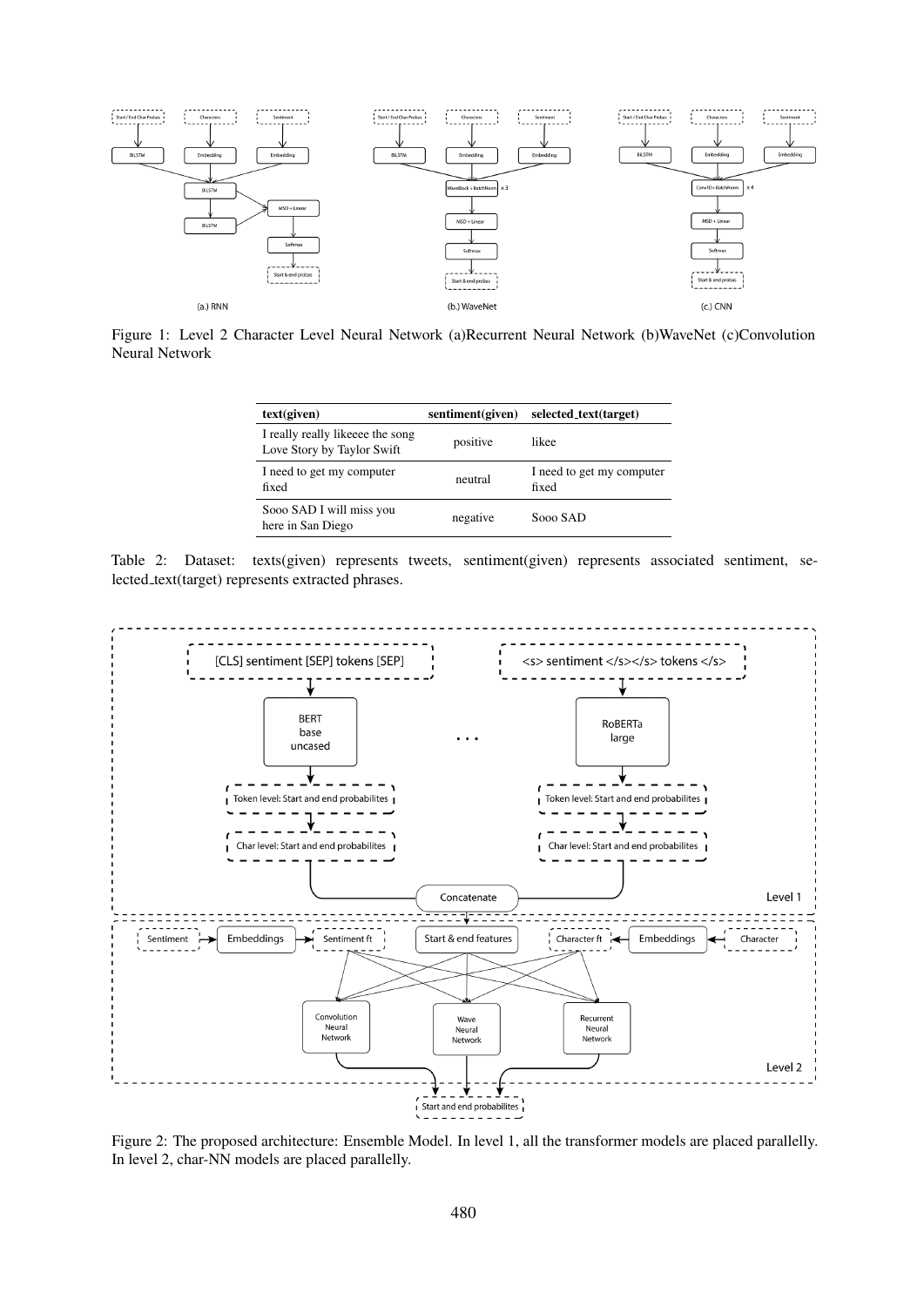(a.) RNN

(b.) WaveNet

(c.) CNN

Figure 1: Level 2 Character Level Neural Network (a)Recurrent Neural Network (b)WaveNet (c)Convolution Neural Network

| text(given) | sentiment(given) | selected_text(target) |
|---|---|---|
| I really really likeeee the song Love Story by Taylor Swift | positive | likee |
| I need to get my computer fixed | neutral | I need to get my computer fixed |
| Sooo SAD I will miss you here in San Diego | negative | Sooo SAD |

Table 2: Dataset: texts(given) represents tweets, sentiment(given) represents associated sentiment, selected_text(target) represents extracted phrases.

Level 1

Level 2

Figure 2: The proposed architecture: Ensemble Model. In level 1, all the transformer models are placed parallelly. In level 2, char-NN models are placed parallelly.